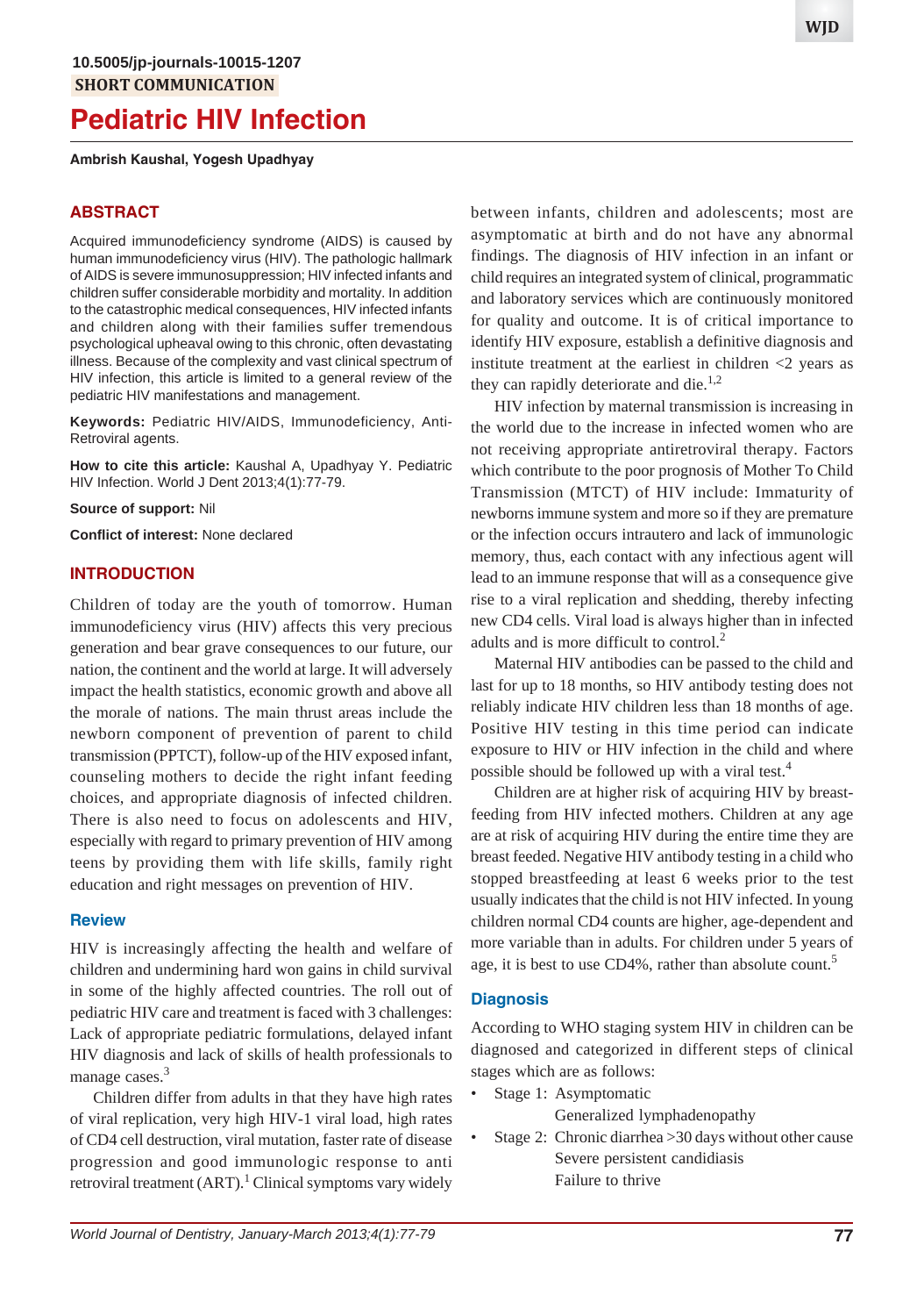10.5005/jp-journals-10015-1207

**SHORT COMMUNICATION**

# Pediatric HIV Infection

**Ambrish Kaushal, Yogesh Upadhyay**

## ABSTRACT

Acquired immunodeficiency syndrome (AIDS) is caused by human immunodeficiency virus (HIV). The pathologic hallmark of AIDS is severe immunosuppression; HIV infected infants and children suffer considerable morbidity and mortality. In addition to the catastrophic medical consequences, HIV infected infants and children along with their families suffer tremendous psychological upheaval owing to this chronic, often devastating illness. Because of the complexity and vast clinical spectrum of HIV infection, this article is limited to a general review of the pediatric HIV manifestations and management.

**Keywords:** Pediatric HIV/AIDS, Immunodeficiency, Anti-Retroviral agents.

**How to cite this article:** Kaushal A, Upadhyay Y. Pediatric HIV Infection. World J Dent 2013;4(1):77-79.

**Source of support:** Nil

**Conflict of interest:** None declared

## INTRODUCTION

Children of today are the youth of tomorrow. Human immunodeficiency virus (HIV) affects this very precious generation and bear grave consequences to our future, our nation, the continent and the world at large. It will adversely impact the health statistics, economic growth and above all the morale of nations. The main thrust areas include the newborn component of prevention of parent to child transmission (PPTCT), follow-up of the HIV exposed infant, counseling mothers to decide the right infant feeding choices, and appropriate diagnosis of infected children. There is also need to focus on adolescents and HIV, especially with regard to primary prevention of HIV among teens by providing them with life skills, family right education and right messages on prevention of HIV.

### Review

HIV is increasingly affecting the health and welfare of children and undermining hard won gains in child survival in some of the highly affected countries. The roll out of pediatric HIV care and treatment is faced with 3 challenges: Lack of appropriate pediatric formulations, delayed infant HIV diagnosis and lack of skills of health professionals to manage cases.[3]

Children differ from adults in that they have high rates of viral replication, very high HIV-1 viral load, high rates of CD4 cell destruction, viral mutation, faster rate of disease progression and good immunologic response to anti retroviral treatment (ART).[1] Clinical symptoms vary widely between infants, children and adolescents; most are asymptomatic at birth and do not have any abnormal findings. The diagnosis of HIV infection in an infant or child requires an integrated system of clinical, programmatic and laboratory services which are continuously monitored for quality and outcome. It is of critical importance to identify HIV exposure, establish a definitive diagnosis and institute treatment at the earliest in children <2 years as they can rapidly deteriorate and die.[1,2]

HIV infection by maternal transmission is increasing in the world due to the increase in infected women who are not receiving appropriate antiretroviral therapy. Factors which contribute to the poor prognosis of Mother To Child Transmission (MTCT) of HIV include: Immaturity of newborns immune system and more so if they are premature or the infection occurs intrautero and lack of immunologic memory, thus, each contact with any infectious agent will lead to an immune response that will as a consequence give rise to a viral replication and shedding, thereby infecting new CD4 cells. Viral load is always higher than in infected adults and is more difficult to control.[2]

Maternal HIV antibodies can be passed to the child and last for up to 18 months, so HIV antibody testing does not reliably indicate HIV children less than 18 months of age. Positive HIV testing in this time period can indicate exposure to HIV or HIV infection in the child and where possible should be followed up with a viral test.[4]

Children are at higher risk of acquiring HIV by breast-feeding from HIV infected mothers. Children at any age are at risk of acquiring HIV during the entire time they are breast feeded. Negative HIV antibody testing in a child who stopped breastfeeding at least 6 weeks prior to the test usually indicates that the child is not HIV infected. In young children normal CD4 counts are higher, age-dependent and more variable than in adults. For children under 5 years of age, it is best to use CD4%, rather than absolute count.[5]

### Diagnosis

According to WHO staging system HIV in children can be diagnosed and categorized in different steps of clinical stages which are as follows:

- Stage 1: Asymptomatic
  Generalized lymphadenopathy
- Stage 2: Chronic diarrhea >30 days without other cause
  Severe persistent candidiasis
  Failure to thrive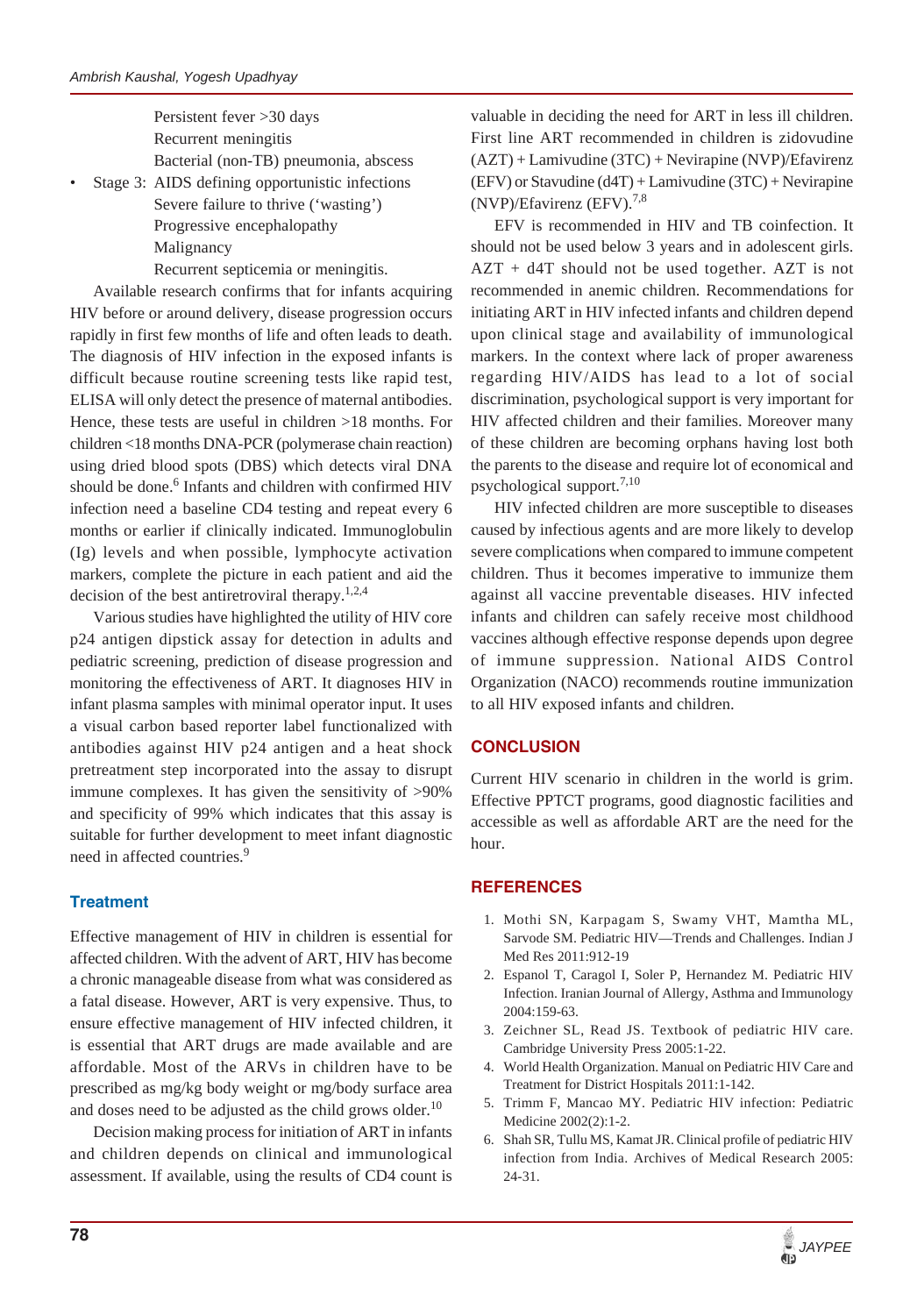Persistent fever >30 days
Recurrent meningitis
Bacterial (non-TB) pneumonia, abscess

- Stage 3: AIDS defining opportunistic infections
  Severe failure to thrive ('wasting')
  Progressive encephalopathy
  Malignancy
  Recurrent septicemia or meningitis.

Available research confirms that for infants acquiring HIV before or around delivery, disease progression occurs rapidly in first few months of life and often leads to death. The diagnosis of HIV infection in the exposed infants is difficult because routine screening tests like rapid test, ELISA will only detect the presence of maternal antibodies. Hence, these tests are useful in children >18 months. For children <18 months DNA-PCR (polymerase chain reaction) using dried blood spots (DBS) which detects viral DNA should be done.[6] Infants and children with confirmed HIV infection need a baseline CD4 testing and repeat every 6 months or earlier if clinically indicated. Immunoglobulin (Ig) levels and when possible, lymphocyte activation markers, complete the picture in each patient and aid the decision of the best antiretroviral therapy.[1,2,4]

Various studies have highlighted the utility of HIV core p24 antigen dipstick assay for detection in adults and pediatric screening, prediction of disease progression and monitoring the effectiveness of ART. It diagnoses HIV in infant plasma samples with minimal operator input. It uses a visual carbon based reporter label functionalized with antibodies against HIV p24 antigen and a heat shock pretreatment step incorporated into the assay to disrupt immune complexes. It has given the sensitivity of >90% and specificity of 99% which indicates that this assay is suitable for further development to meet infant diagnostic need in affected countries.[9]

### Treatment

Effective management of HIV in children is essential for affected children. With the advent of ART, HIV has become a chronic manageable disease from what was considered as a fatal disease. However, ART is very expensive. Thus, to ensure effective management of HIV infected children, it is essential that ART drugs are made available and are affordable. Most of the ARVs in children have to be prescribed as mg/kg body weight or mg/body surface area and doses need to be adjusted as the child grows older.[10]

Decision making process for initiation of ART in infants and children depends on clinical and immunological assessment. If available, using the results of CD4 count is valuable in deciding the need for ART in less ill children. First line ART recommended in children is zidovudine (AZT) + Lamivudine (3TC) + Nevirapine (NVP)/Efavirenz (EFV) or Stavudine (d4T) + Lamivudine (3TC) + Nevirapine (NVP)/Efavirenz (EFV).[7,8]

EFV is recommended in HIV and TB coinfection. It should not be used below 3 years and in adolescent girls. AZT + d4T should not be used together. AZT is not recommended in anemic children. Recommendations for initiating ART in HIV infected infants and children depend upon clinical stage and availability of immunological markers. In the context where lack of proper awareness regarding HIV/AIDS has lead to a lot of social discrimination, psychological support is very important for HIV affected children and their families. Moreover many of these children are becoming orphans having lost both the parents to the disease and require lot of economical and psychological support.[7,10]

HIV infected children are more susceptible to diseases caused by infectious agents and are more likely to develop severe complications when compared to immune competent children. Thus it becomes imperative to immunize them against all vaccine preventable diseases. HIV infected infants and children can safely receive most childhood vaccines although effective response depends upon degree of immune suppression. National AIDS Control Organization (NACO) recommends routine immunization to all HIV exposed infants and children.

## CONCLUSION

Current HIV scenario in children in the world is grim. Effective PPTCT programs, good diagnostic facilities and accessible as well as affordable ART are the need for the hour.

## REFERENCES

1. Mothi SN, Karpagam S, Swamy VHT, Mamtha ML, Sarvode SM. Pediatric HIV—Trends and Challenges. Indian J Med Res 2011:912-19
2. Espanol T, Caragol I, Soler P, Hernandez M. Pediatric HIV Infection. Iranian Journal of Allergy, Asthma and Immunology 2004:159-63.
3. Zeichner SL, Read JS. Textbook of pediatric HIV care. Cambridge University Press 2005:1-22.
4. World Health Organization. Manual on Pediatric HIV Care and Treatment for District Hospitals 2011:1-142.
5. Trimm F, Mancao MY. Pediatric HIV infection: Pediatric Medicine 2002(2):1-2.
6. Shah SR, Tullu MS, Kamat JR. Clinical profile of pediatric HIV infection from India. Archives of Medical Research 2005: 24-31.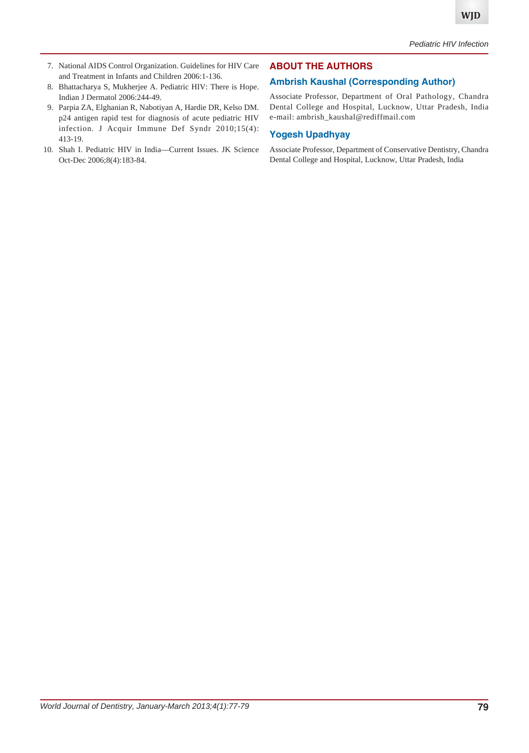7. National AIDS Control Organization. Guidelines for HIV Care and Treatment in Infants and Children 2006:1-136.
8. Bhattacharya S, Mukherjee A. Pediatric HIV: There is Hope. Indian J Dermatol 2006:244-49.
9. Parpia ZA, Elghanian R, Nabotiyan A, Hardie DR, Kelso DM. p24 antigen rapid test for diagnosis of acute pediatric HIV infection. J Acquir Immune Def Syndr 2010;15(4): 413-19.
10. Shah I. Pediatric HIV in India—Current Issues. JK Science Oct-Dec 2006;8(4):183-84.

## ABOUT THE AUTHORS

### Ambrish Kaushal (Corresponding Author)

Associate Professor, Department of Oral Pathology, Chandra Dental College and Hospital, Lucknow, Uttar Pradesh, India
e-mail: ambrish_kaushal@rediffmail.com

### Yogesh Upadhyay

Associate Professor, Department of Conservative Dentistry, Chandra Dental College and Hospital, Lucknow, Uttar Pradesh, India